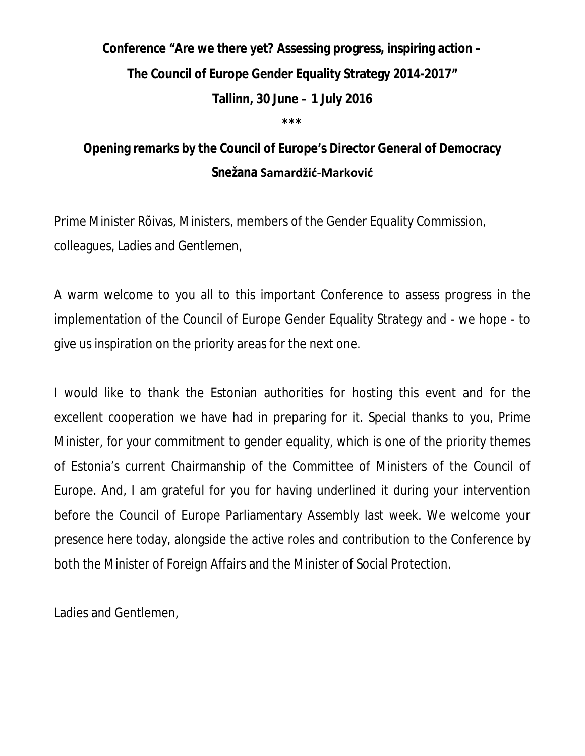**Conference "Are we there yet? Assessing progress, inspiring action – The Council of Europe Gender Equality Strategy 2014-2017"**

**Tallinn, 30 June – 1 July 2016**

***

**Opening remarks by the Council of Europe's Director General of Democracy Snežana Samardžić-Marković**

Prime Minister Rõivas, Ministers, members of the Gender Equality Commission, colleagues, Ladies and Gentlemen,

A warm welcome to you all to this important Conference to assess progress in the implementation of the Council of Europe Gender Equality Strategy and - we hope - to give us inspiration on the priority areas for the next one.

I would like to thank the Estonian authorities for hosting this event and for the excellent cooperation we have had in preparing for it. Special thanks to you, Prime Minister, for your commitment to gender equality, which is one of the priority themes of Estonia's current Chairmanship of the Committee of Ministers of the Council of Europe. And, I am grateful for you for having underlined it during your intervention before the Council of Europe Parliamentary Assembly last week. We welcome your presence here today, alongside the active roles and contribution to the Conference by both the Minister of Foreign Affairs and the Minister of Social Protection.

Ladies and Gentlemen,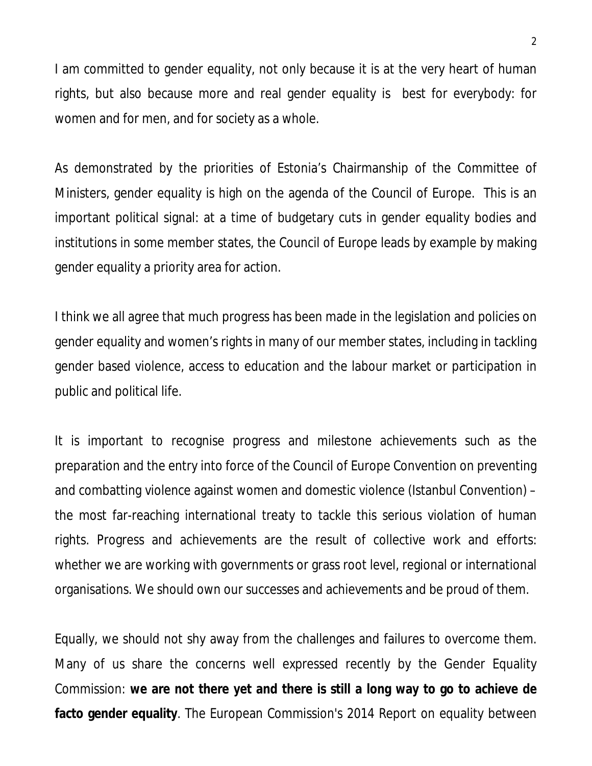I am committed to gender equality, not only because it is at the very heart of human rights, but also because more and real gender equality is  best for everybody: for women and for men, and for society as a whole.

As demonstrated by the priorities of Estonia's Chairmanship of the Committee of Ministers, gender equality is high on the agenda of the Council of Europe.  This is an important political signal: at a time of budgetary cuts in gender equality bodies and institutions in some member states, the Council of Europe leads by example by making gender equality a priority area for action.

I think we all agree that much progress has been made in the legislation and policies on gender equality and women's rights in many of our member states, including in tackling gender based violence, access to education and the labour market or participation in public and political life.

It is important to recognise progress and milestone achievements such as the preparation and the entry into force of the Council of Europe Convention on preventing and combatting violence against women and domestic violence (Istanbul Convention) – the most far-reaching international treaty to tackle this serious violation of human rights. Progress and achievements are the result of collective work and efforts: whether we are working with governments or grass root level, regional or international organisations. We should own our successes and achievements and be proud of them.

Equally, we should not shy away from the challenges and failures to overcome them. Many of us share the concerns well expressed recently by the Gender Equality Commission: **we are not there yet and there is still a long way to go to achieve de facto gender equality**. The European Commission's 2014 Report on equality between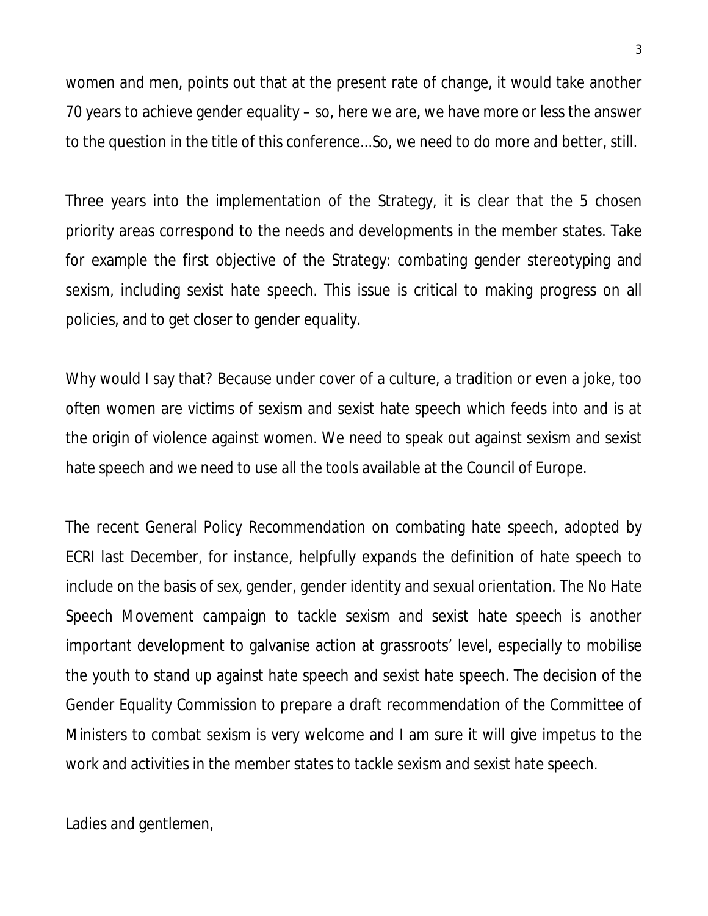women and men, points out that at the present rate of change, it would take another 70 years to achieve gender equality – so, here we are, we have more or less the answer to the question in the title of this conference...So, we need to do more and better, still.

Three years into the implementation of the Strategy, it is clear that the 5 chosen priority areas correspond to the needs and developments in the member states. Take for example the first objective of the Strategy: combating gender stereotyping and sexism, including sexist hate speech. This issue is critical to making progress on all policies, and to get closer to gender equality.

Why would I say that? Because under cover of a culture, a tradition or even a joke, too often women are victims of sexism and sexist hate speech which feeds into and is at the origin of violence against women. We need to speak out against sexism and sexist hate speech and we need to use all the tools available at the Council of Europe.

The recent General Policy Recommendation on combating hate speech, adopted by ECRI last December, for instance, helpfully expands the definition of hate speech to include on the basis of sex, gender, gender identity and sexual orientation. The No Hate Speech Movement campaign to tackle sexism and sexist hate speech is another important development to galvanise action at grassroots' level, especially to mobilise the youth to stand up against hate speech and sexist hate speech. The decision of the Gender Equality Commission to prepare a draft recommendation of the Committee of Ministers to combat sexism is very welcome and I am sure it will give impetus to the work and activities in the member states to tackle sexism and sexist hate speech.

Ladies and gentlemen,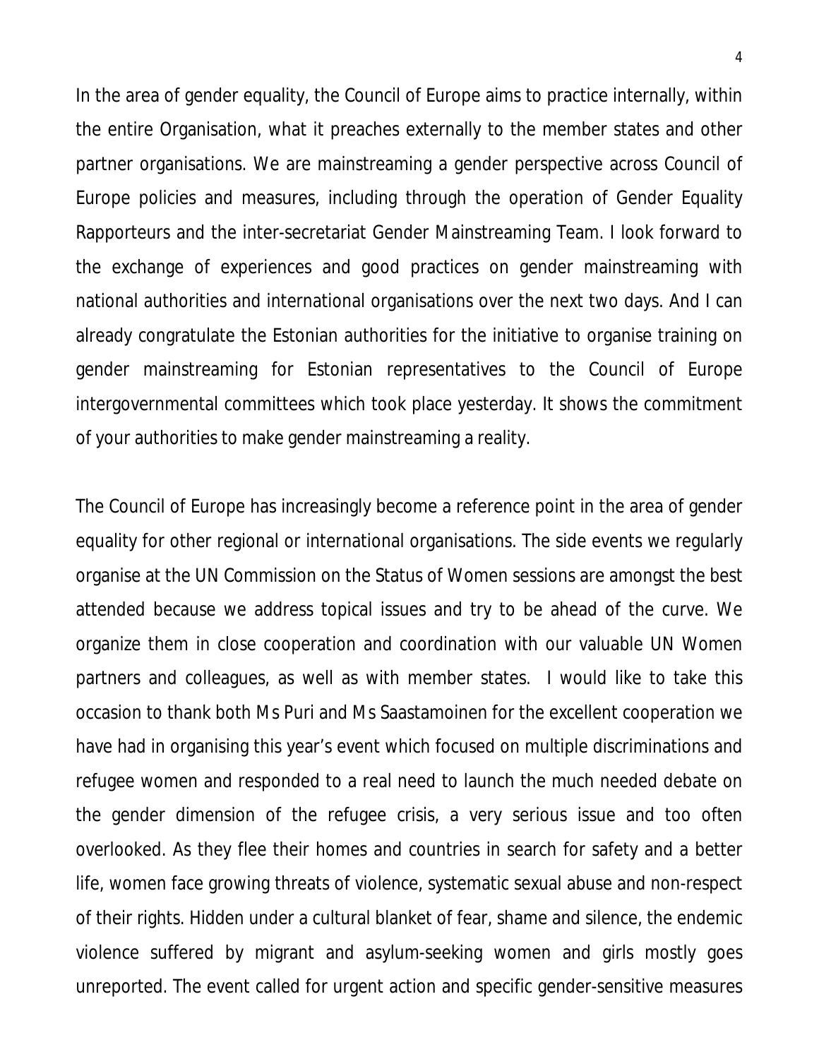In the area of gender equality, the Council of Europe aims to practice internally, within the entire Organisation, what it preaches externally to the member states and other partner organisations. We are mainstreaming a gender perspective across Council of Europe policies and measures, including through the operation of Gender Equality Rapporteurs and the inter-secretariat Gender Mainstreaming Team. I look forward to the exchange of experiences and good practices on gender mainstreaming with national authorities and international organisations over the next two days. And I can already congratulate the Estonian authorities for the initiative to organise training on gender mainstreaming for Estonian representatives to the Council of Europe intergovernmental committees which took place yesterday. It shows the commitment of your authorities to make gender mainstreaming a reality.

The Council of Europe has increasingly become a reference point in the area of gender equality for other regional or international organisations. The side events we regularly organise at the UN Commission on the Status of Women sessions are amongst the best attended because we address topical issues and try to be ahead of the curve. We organize them in close cooperation and coordination with our valuable UN Women partners and colleagues, as well as with member states. I would like to take this occasion to thank both Ms Puri and Ms Saastamoinen for the excellent cooperation we have had in organising this year's event which focused on multiple discriminations and refugee women and responded to a real need to launch the much needed debate on the gender dimension of the refugee crisis, a very serious issue and too often overlooked. As they flee their homes and countries in search for safety and a better life, women face growing threats of violence, systematic sexual abuse and non-respect of their rights. Hidden under a cultural blanket of fear, shame and silence, the endemic violence suffered by migrant and asylum-seeking women and girls mostly goes unreported. The event called for urgent action and specific gender-sensitive measures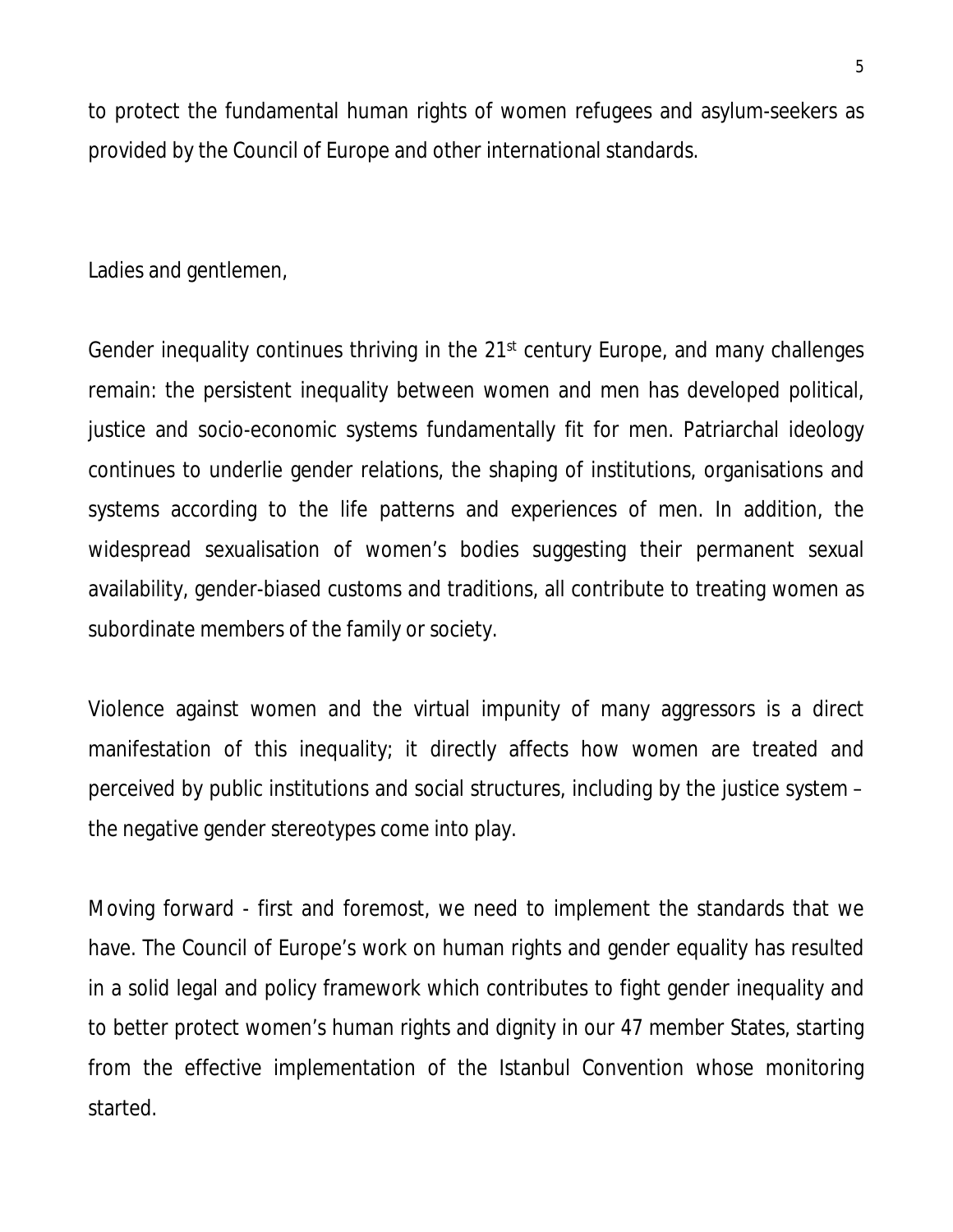to protect the fundamental human rights of women refugees and asylum-seekers as provided by the Council of Europe and other international standards.

Ladies and gentlemen,

Gender inequality continues thriving in the 21st century Europe, and many challenges remain: the persistent inequality between women and men has developed political, justice and socio-economic systems fundamentally fit for men. Patriarchal ideology continues to underlie gender relations, the shaping of institutions, organisations and systems according to the life patterns and experiences of men. In addition, the widespread sexualisation of women's bodies suggesting their permanent sexual availability, gender-biased customs and traditions, all contribute to treating women as subordinate members of the family or society.

Violence against women and the virtual impunity of many aggressors is a direct manifestation of this inequality; it directly affects how women are treated and perceived by public institutions and social structures, including by the justice system – the negative gender stereotypes come into play.

Moving forward - first and foremost, we need to implement the standards that we have. The Council of Europe's work on human rights and gender equality has resulted in a solid legal and policy framework which contributes to fight gender inequality and to better protect women's human rights and dignity in our 47 member States, starting from the effective implementation of the Istanbul Convention whose monitoring started.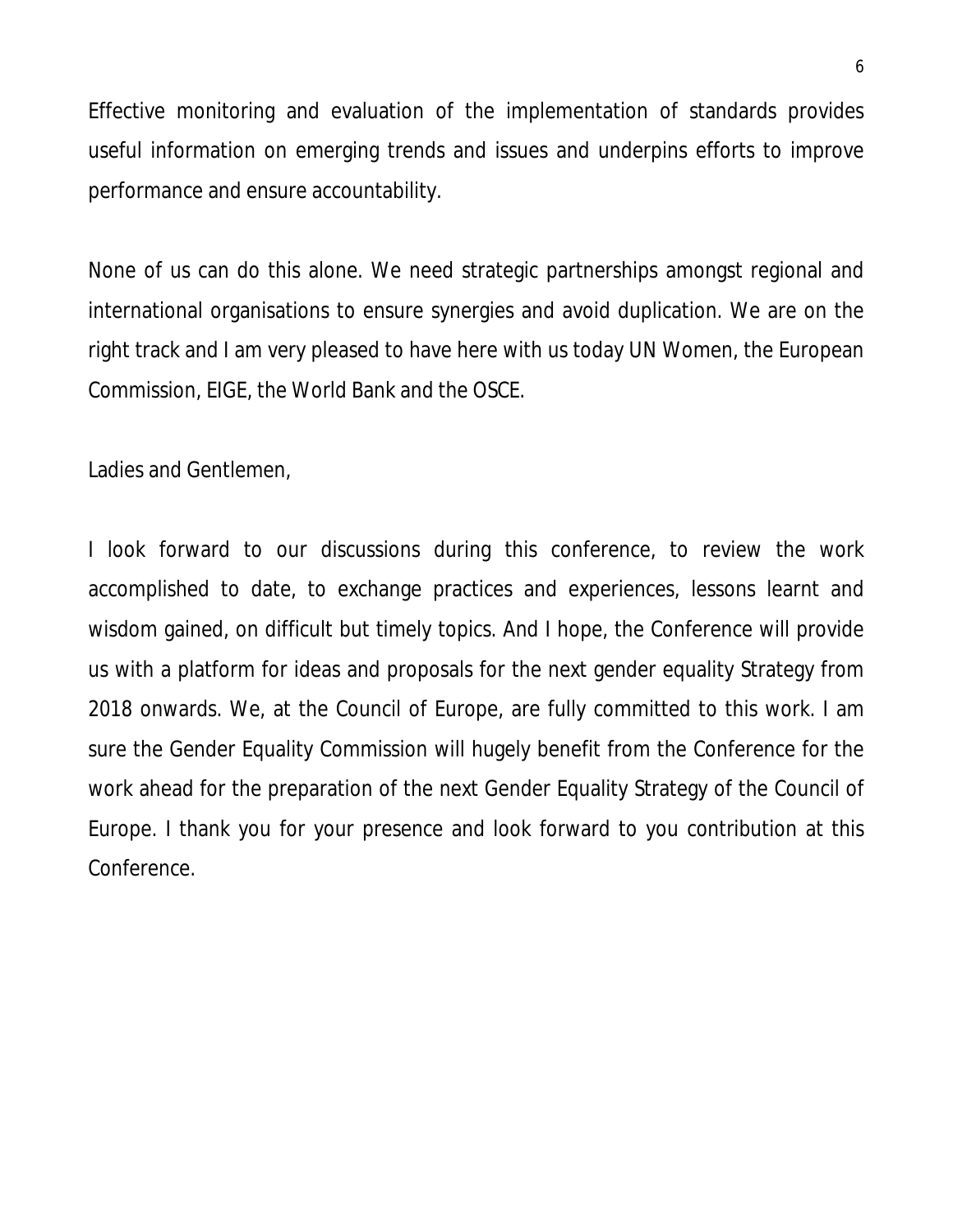Effective monitoring and evaluation of the implementation of standards provides useful information on emerging trends and issues and underpins efforts to improve performance and ensure accountability.

None of us can do this alone. We need strategic partnerships amongst regional and international organisations to ensure synergies and avoid duplication. We are on the right track and I am very pleased to have here with us today UN Women, the European Commission, EIGE, the World Bank and the OSCE.

Ladies and Gentlemen,

I look forward to our discussions during this conference, to review the work accomplished to date, to exchange practices and experiences, lessons learnt and wisdom gained, on difficult but timely topics. And I hope, the Conference will provide us with a platform for ideas and proposals for the next gender equality Strategy from 2018 onwards. We, at the Council of Europe, are fully committed to this work. I am sure the Gender Equality Commission will hugely benefit from the Conference for the work ahead for the preparation of the next Gender Equality Strategy of the Council of Europe. I thank you for your presence and look forward to you contribution at this Conference.